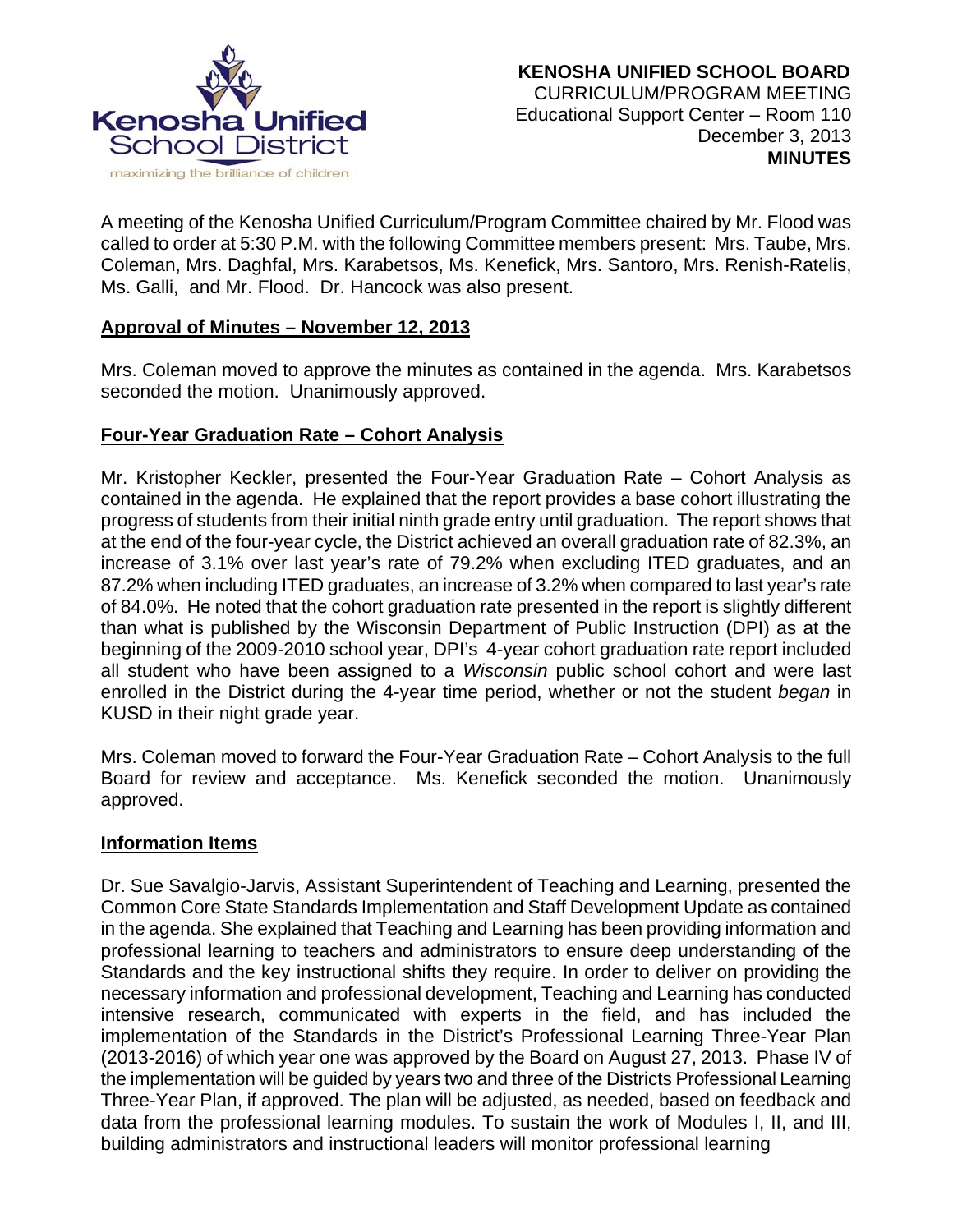**KENOSHA UNIFIED SCHOOL BOARD**
CURRICULUM/PROGRAM MEETING
Educational Support Center – Room 110
December 3, 2013
**MINUTES**

A meeting of the Kenosha Unified Curriculum/Program Committee chaired by Mr. Flood was called to order at 5:30 P.M. with the following Committee members present: Mrs. Taube, Mrs. Coleman, Mrs. Daghfal, Mrs. Karabetsos, Ms. Kenefick, Mrs. Santoro, Mrs. Renish-Ratelis, Ms. Galli, and Mr. Flood. Dr. Hancock was also present.

**Approval of Minutes – November 12, 2013**

Mrs. Coleman moved to approve the minutes as contained in the agenda. Mrs. Karabetsos seconded the motion. Unanimously approved.

**Four-Year Graduation Rate – Cohort Analysis**

Mr. Kristopher Keckler, presented the Four-Year Graduation Rate – Cohort Analysis as contained in the agenda. He explained that the report provides a base cohort illustrating the progress of students from their initial ninth grade entry until graduation. The report shows that at the end of the four-year cycle, the District achieved an overall graduation rate of 82.3%, an increase of 3.1% over last year's rate of 79.2% when excluding ITED graduates, and an 87.2% when including ITED graduates, an increase of 3.2% when compared to last year's rate of 84.0%. He noted that the cohort graduation rate presented in the report is slightly different than what is published by the Wisconsin Department of Public Instruction (DPI) as at the beginning of the 2009-2010 school year, DPI's 4-year cohort graduation rate report included all student who have been assigned to a *Wisconsin* public school cohort and were last enrolled in the District during the 4-year time period, whether or not the student *began* in KUSD in their night grade year.

Mrs. Coleman moved to forward the Four-Year Graduation Rate – Cohort Analysis to the full Board for review and acceptance. Ms. Kenefick seconded the motion. Unanimously approved.

**Information Items**

Dr. Sue Savalgio-Jarvis, Assistant Superintendent of Teaching and Learning, presented the Common Core State Standards Implementation and Staff Development Update as contained in the agenda. She explained that Teaching and Learning has been providing information and professional learning to teachers and administrators to ensure deep understanding of the Standards and the key instructional shifts they require. In order to deliver on providing the necessary information and professional development, Teaching and Learning has conducted intensive research, communicated with experts in the field, and has included the implementation of the Standards in the District's Professional Learning Three-Year Plan (2013-2016) of which year one was approved by the Board on August 27, 2013. Phase IV of the implementation will be guided by years two and three of the Districts Professional Learning Three-Year Plan, if approved. The plan will be adjusted, as needed, based on feedback and data from the professional learning modules. To sustain the work of Modules I, II, and III, building administrators and instructional leaders will monitor professional learning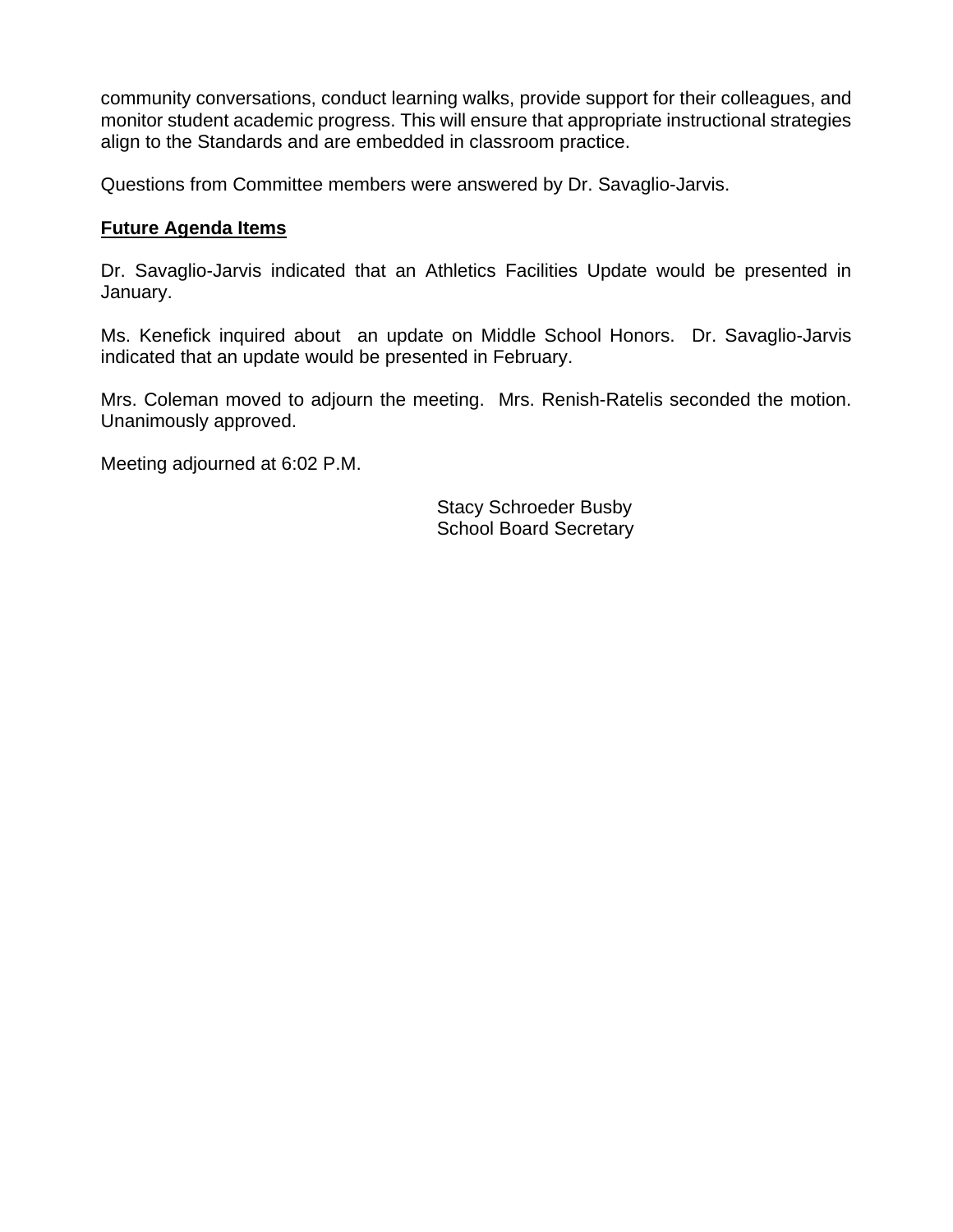community conversations, conduct learning walks, provide support for their colleagues, and monitor student academic progress. This will ensure that appropriate instructional strategies align to the Standards and are embedded in classroom practice.

Questions from Committee members were answered by Dr. Savaglio-Jarvis.

**Future Agenda Items**

Dr. Savaglio-Jarvis indicated that an Athletics Facilities Update would be presented in January.

Ms. Kenefick inquired about an update on Middle School Honors. Dr. Savaglio-Jarvis indicated that an update would be presented in February.

Mrs. Coleman moved to adjourn the meeting. Mrs. Renish-Ratelis seconded the motion. Unanimously approved.

Meeting adjourned at 6:02 P.M.

Stacy Schroeder Busby
School Board Secretary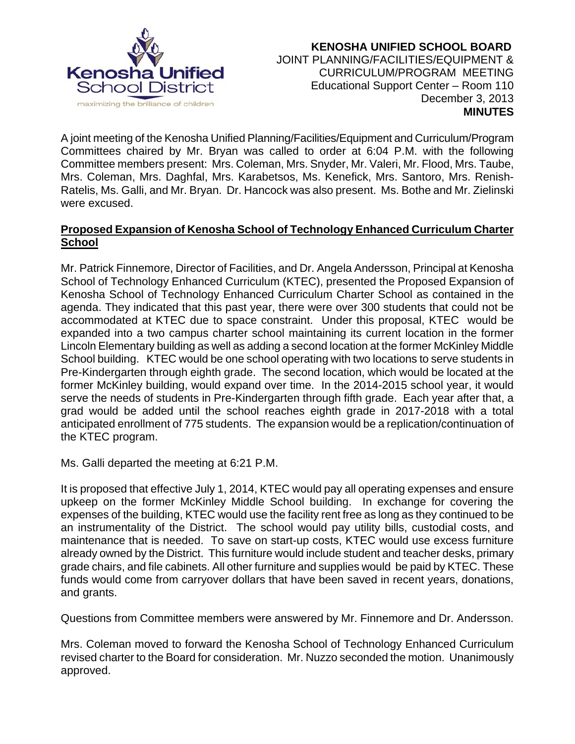**KENOSHA UNIFIED SCHOOL BOARD**
JOINT PLANNING/FACILITIES/EQUIPMENT &
CURRICULUM/PROGRAM MEETING
Educational Support Center – Room 110
December 3, 2013
**MINUTES**

A joint meeting of the Kenosha Unified Planning/Facilities/Equipment and Curriculum/Program Committees chaired by Mr. Bryan was called to order at 6:04 P.M. with the following Committee members present: Mrs. Coleman, Mrs. Snyder, Mr. Valeri, Mr. Flood, Mrs. Taube, Mrs. Coleman, Mrs. Daghfal, Mrs. Karabetsos, Ms. Kenefick, Mrs. Santoro, Mrs. Renish-Ratelis, Ms. Galli, and Mr. Bryan. Dr. Hancock was also present. Ms. Bothe and Mr. Zielinski were excused.

**Proposed Expansion of Kenosha School of Technology Enhanced Curriculum Charter School**

Mr. Patrick Finnemore, Director of Facilities, and Dr. Angela Andersson, Principal at Kenosha School of Technology Enhanced Curriculum (KTEC), presented the Proposed Expansion of Kenosha School of Technology Enhanced Curriculum Charter School as contained in the agenda. They indicated that this past year, there were over 300 students that could not be accommodated at KTEC due to space constraint. Under this proposal, KTEC would be expanded into a two campus charter school maintaining its current location in the former Lincoln Elementary building as well as adding a second location at the former McKinley Middle School building. KTEC would be one school operating with two locations to serve students in Pre-Kindergarten through eighth grade. The second location, which would be located at the former McKinley building, would expand over time. In the 2014-2015 school year, it would serve the needs of students in Pre-Kindergarten through fifth grade. Each year after that, a grad would be added until the school reaches eighth grade in 2017-2018 with a total anticipated enrollment of 775 students. The expansion would be a replication/continuation of the KTEC program.

Ms. Galli departed the meeting at 6:21 P.M.

It is proposed that effective July 1, 2014, KTEC would pay all operating expenses and ensure upkeep on the former McKinley Middle School building. In exchange for covering the expenses of the building, KTEC would use the facility rent free as long as they continued to be an instrumentality of the District. The school would pay utility bills, custodial costs, and maintenance that is needed. To save on start-up costs, KTEC would use excess furniture already owned by the District. This furniture would include student and teacher desks, primary grade chairs, and file cabinets. All other furniture and supplies would be paid by KTEC. These funds would come from carryover dollars that have been saved in recent years, donations, and grants.

Questions from Committee members were answered by Mr. Finnemore and Dr. Andersson.

Mrs. Coleman moved to forward the Kenosha School of Technology Enhanced Curriculum revised charter to the Board for consideration. Mr. Nuzzo seconded the motion. Unanimously approved.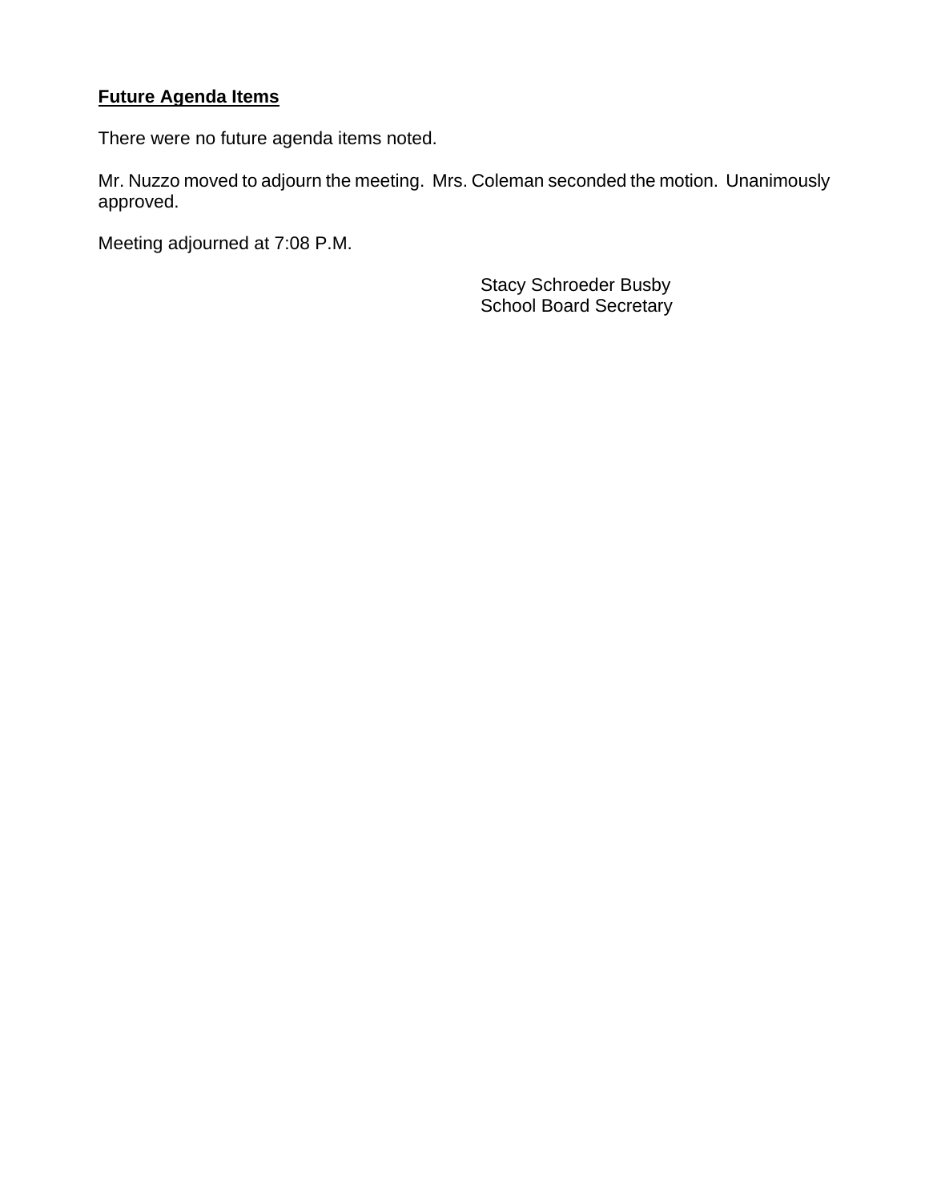**Future Agenda Items**

There were no future agenda items noted.

Mr. Nuzzo moved to adjourn the meeting. Mrs. Coleman seconded the motion. Unanimously approved.

Meeting adjourned at 7:08 P.M.

Stacy Schroeder Busby
School Board Secretary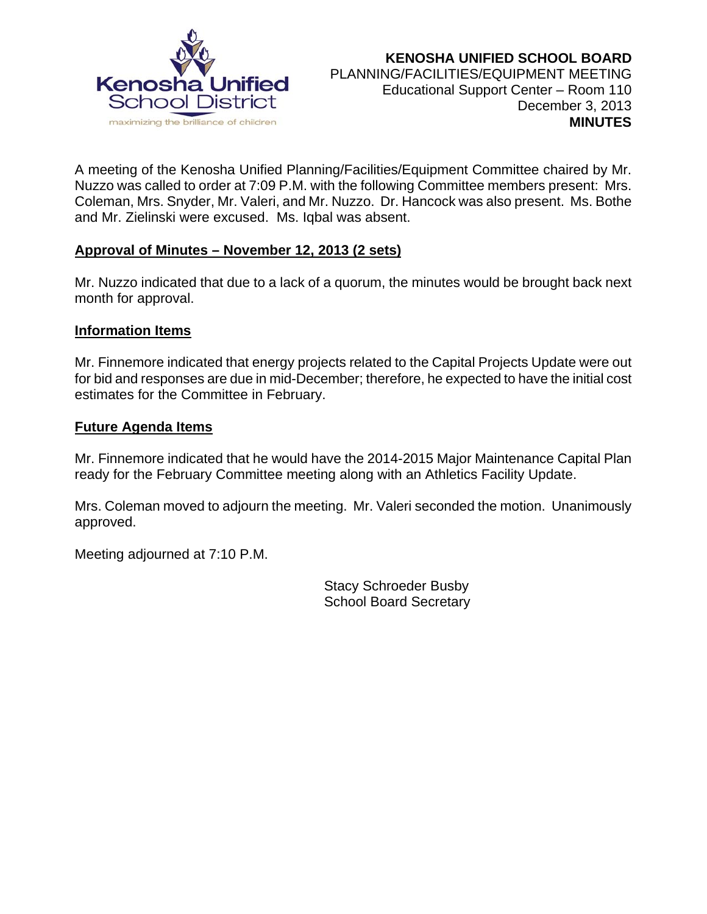**KENOSHA UNIFIED SCHOOL BOARD**
PLANNING/FACILITIES/EQUIPMENT MEETING
Educational Support Center – Room 110
December 3, 2013
**MINUTES**

A meeting of the Kenosha Unified Planning/Facilities/Equipment Committee chaired by Mr. Nuzzo was called to order at 7:09 P.M. with the following Committee members present: Mrs. Coleman, Mrs. Snyder, Mr. Valeri, and Mr. Nuzzo. Dr. Hancock was also present. Ms. Bothe and Mr. Zielinski were excused. Ms. Iqbal was absent.

**Approval of Minutes – November 12, 2013 (2 sets)**

Mr. Nuzzo indicated that due to a lack of a quorum, the minutes would be brought back next month for approval.

**Information Items**

Mr. Finnemore indicated that energy projects related to the Capital Projects Update were out for bid and responses are due in mid-December; therefore, he expected to have the initial cost estimates for the Committee in February.

**Future Agenda Items**

Mr. Finnemore indicated that he would have the 2014-2015 Major Maintenance Capital Plan ready for the February Committee meeting along with an Athletics Facility Update.

Mrs. Coleman moved to adjourn the meeting. Mr. Valeri seconded the motion. Unanimously approved.

Meeting adjourned at 7:10 P.M.

Stacy Schroeder Busby
School Board Secretary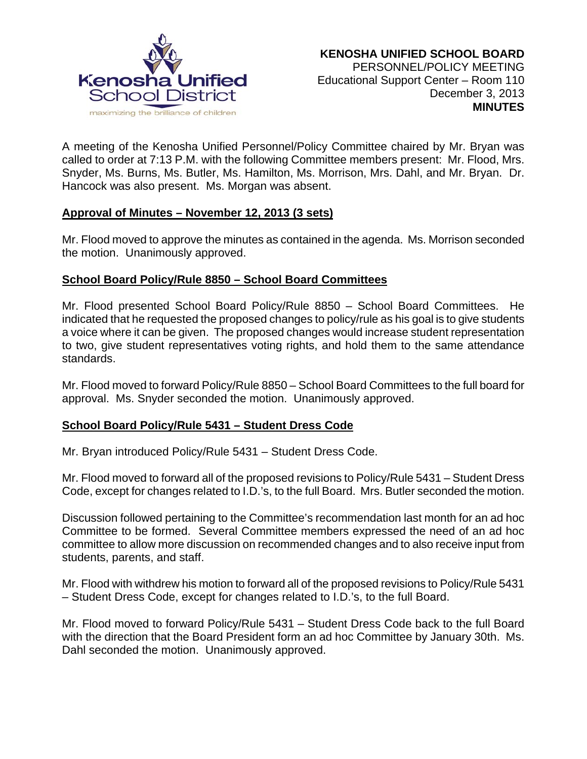**KENOSHA UNIFIED SCHOOL BOARD**
PERSONNEL/POLICY MEETING
Educational Support Center – Room 110
December 3, 2013
**MINUTES**

A meeting of the Kenosha Unified Personnel/Policy Committee chaired by Mr. Bryan was called to order at 7:13 P.M. with the following Committee members present: Mr. Flood, Mrs. Snyder, Ms. Burns, Ms. Butler, Ms. Hamilton, Ms. Morrison, Mrs. Dahl, and Mr. Bryan. Dr. Hancock was also present. Ms. Morgan was absent.

**Approval of Minutes – November 12, 2013 (3 sets)**

Mr. Flood moved to approve the minutes as contained in the agenda. Ms. Morrison seconded the motion. Unanimously approved.

**School Board Policy/Rule 8850 – School Board Committees**

Mr. Flood presented School Board Policy/Rule 8850 – School Board Committees. He indicated that he requested the proposed changes to policy/rule as his goal is to give students a voice where it can be given. The proposed changes would increase student representation to two, give student representatives voting rights, and hold them to the same attendance standards.

Mr. Flood moved to forward Policy/Rule 8850 – School Board Committees to the full board for approval. Ms. Snyder seconded the motion. Unanimously approved.

**School Board Policy/Rule 5431 – Student Dress Code**

Mr. Bryan introduced Policy/Rule 5431 – Student Dress Code.

Mr. Flood moved to forward all of the proposed revisions to Policy/Rule 5431 – Student Dress Code, except for changes related to I.D.'s, to the full Board. Mrs. Butler seconded the motion.

Discussion followed pertaining to the Committee's recommendation last month for an ad hoc Committee to be formed. Several Committee members expressed the need of an ad hoc committee to allow more discussion on recommended changes and to also receive input from students, parents, and staff.

Mr. Flood with withdrew his motion to forward all of the proposed revisions to Policy/Rule 5431 – Student Dress Code, except for changes related to I.D.'s, to the full Board.

Mr. Flood moved to forward Policy/Rule 5431 – Student Dress Code back to the full Board with the direction that the Board President form an ad hoc Committee by January 30th. Ms. Dahl seconded the motion. Unanimously approved.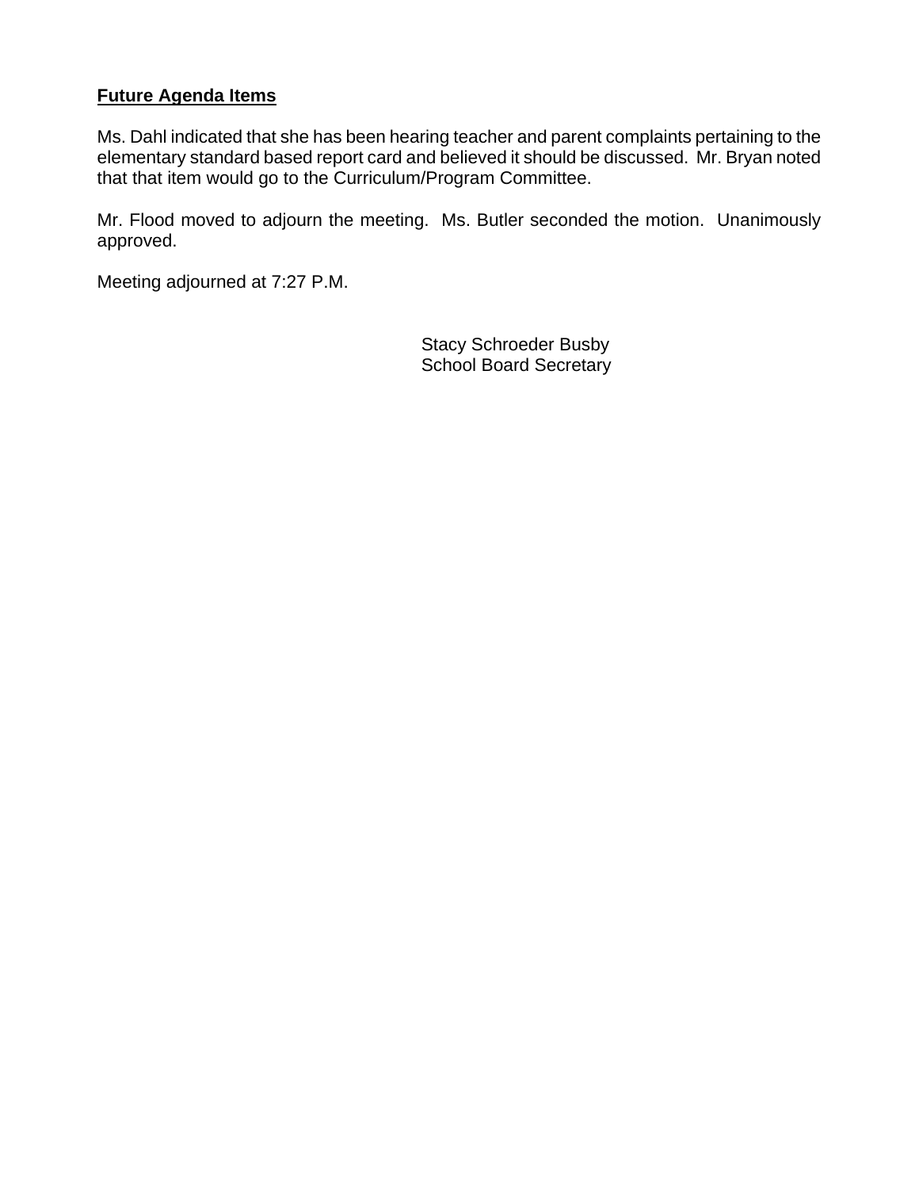**Future Agenda Items**

Ms. Dahl indicated that she has been hearing teacher and parent complaints pertaining to the elementary standard based report card and believed it should be discussed. Mr. Bryan noted that that item would go to the Curriculum/Program Committee.

Mr. Flood moved to adjourn the meeting. Ms. Butler seconded the motion. Unanimously approved.

Meeting adjourned at 7:27 P.M.

Stacy Schroeder Busby
School Board Secretary